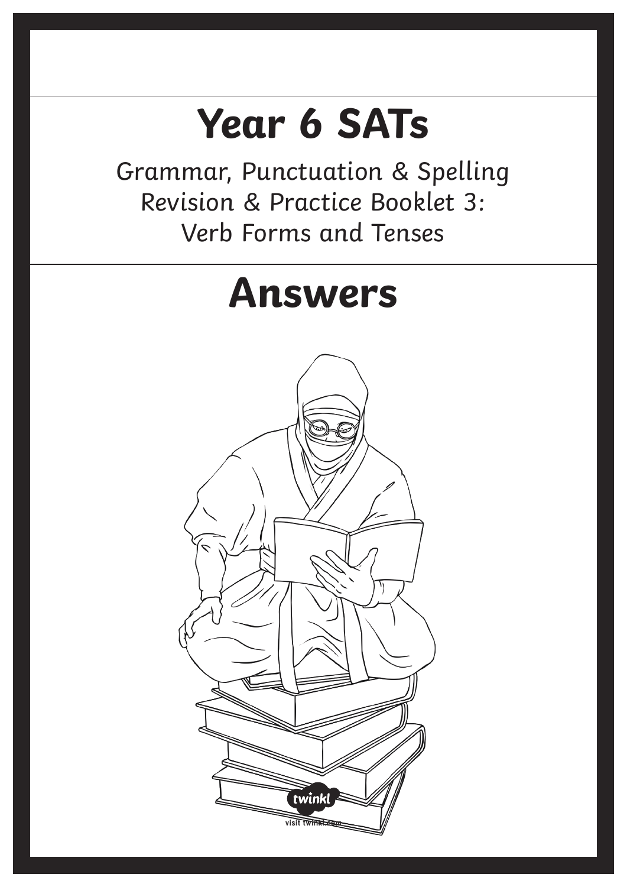# Year 6 SATs

Grammar, Punctuation & Spelling
Revision & Practice Booklet 3:
Verb Forms and Tenses

# Answers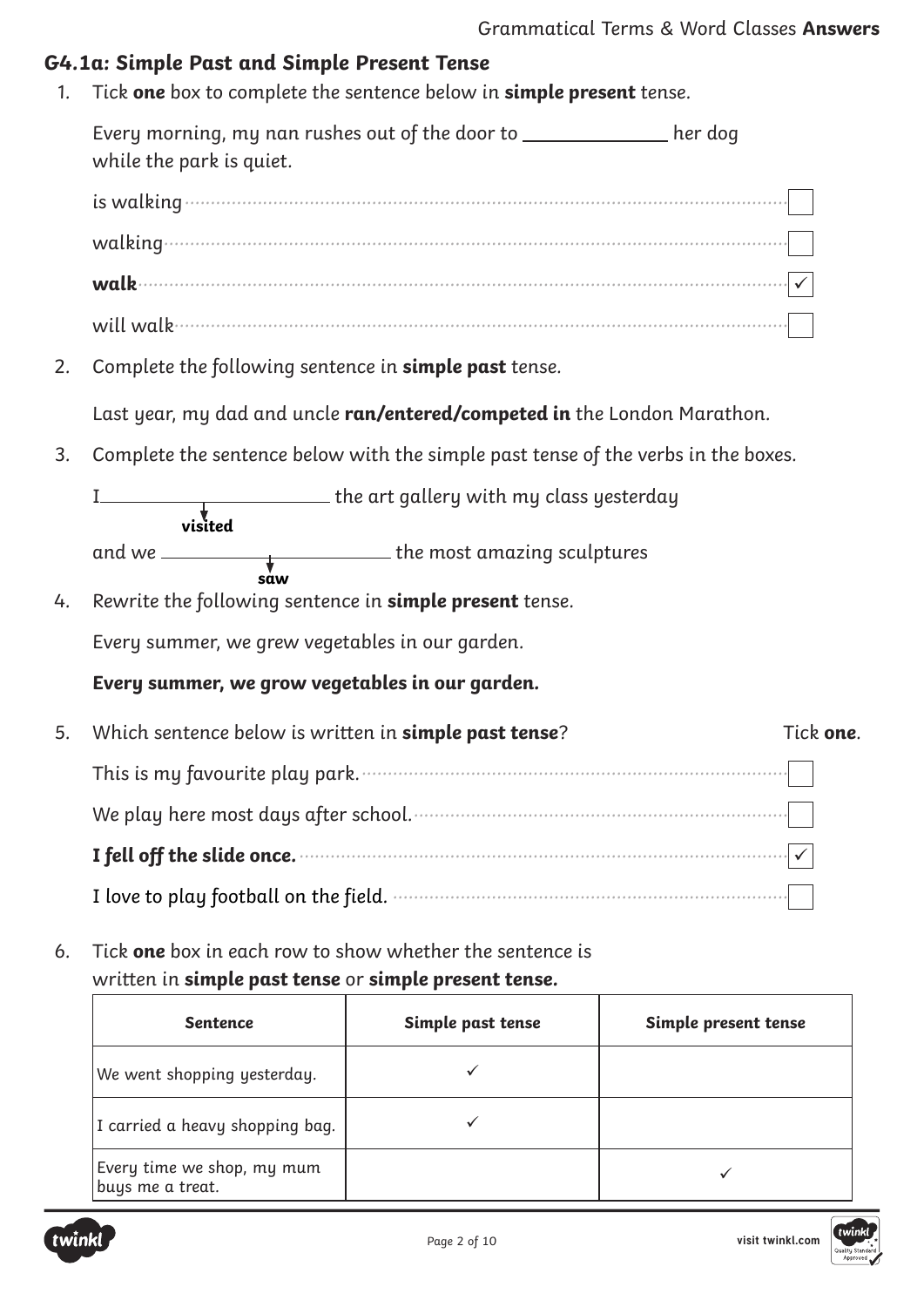## G4.1a: Simple Past and Simple Present Tense

1. Tick **one** box to complete the sentence below in **simple present** tense.

   Every morning, my nan rushes out of the door to ______________ her dog while the park is quiet.

   is walking ☐

   walking ☐

   **walk** ☑

   will walk ☐

2. Complete the following sentence in **simple past** tense.

   Last year, my dad and uncle **ran/entered/competed in** the London Marathon.

3. Complete the sentence below with the simple past tense of the verbs in the boxes.

   I ______________ the art gallery with my class yesterday
   **visited**

   and we ______________ the most amazing sculptures
   **saw**

4. Rewrite the following sentence in **simple present** tense.

   Every summer, we grew vegetables in our garden.

   **Every summer, we grow vegetables in our garden.**

5. Which sentence below is written in **simple past tense**? Tick **one**.

   This is my favourite play park. ☐

   We play here most days after school. ☐

   **I fell off the slide once.** ☑

   I love to play football on the field. ☐

6. Tick **one** box in each row to show whether the sentence is written in **simple past tense** or **simple present tense.**

| Sentence | Simple past tense | Simple present tense |
|---|---|---|
| We went shopping yesterday. | ✓ | |
| I carried a heavy shopping bag. | ✓ | |
| Every time we shop, my mum buys me a treat. | | ✓ |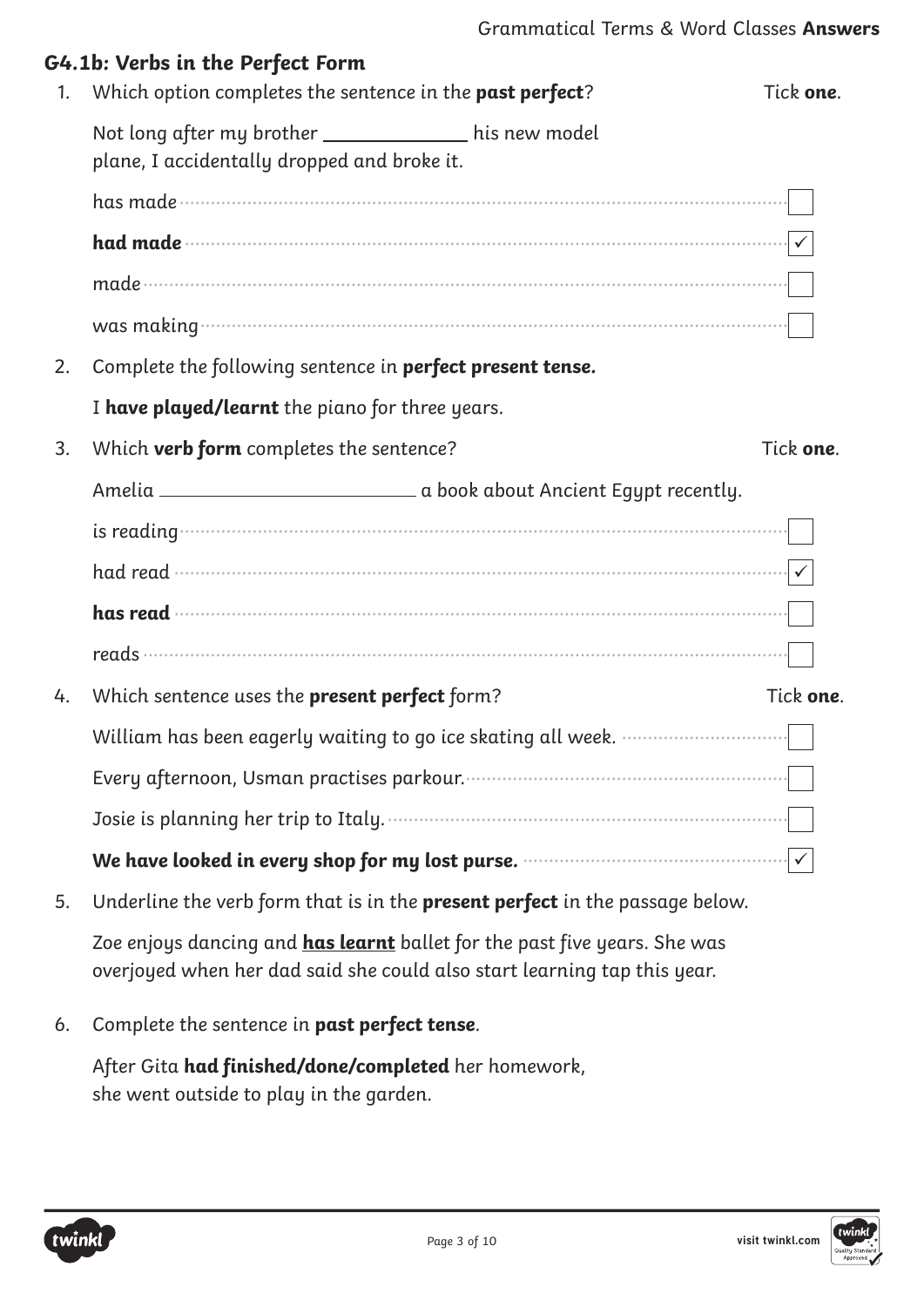## G4.1b: Verbs in the Perfect Form

1. Which option completes the sentence in the **past perfect**? Tick **one**.

   Not long after my brother ______________ his new model plane, I accidentally dropped and broke it.

   - has made ☐
   - **had made** ☑
   - made ☐
   - was making ☐

2. Complete the following sentence in **perfect present tense.**

   I **have played/learnt** the piano for three years.

3. Which **verb form** completes the sentence? Tick **one**.

   Amelia __________________________ a book about Ancient Egypt recently.

   - is reading ☐
   - had read ☑
   - **has read** ☐
   - reads ☐

4. Which sentence uses the **present perfect** form? Tick **one**.

   - William has been eagerly waiting to go ice skating all week. ☐
   - Every afternoon, Usman practises parkour. ☐
   - Josie is planning her trip to Italy. ☐
   - **We have looked in every shop for my lost purse.** ☑

5. Underline the verb form that is in the **present perfect** in the passage below.

   Zoe enjoys dancing and <u>**has learnt**</u> ballet for the past five years. She was overjoyed when her dad said she could also start learning tap this year.

6. Complete the sentence in **past perfect tense**.

   After Gita **had finished/done/completed** her homework, she went outside to play in the garden.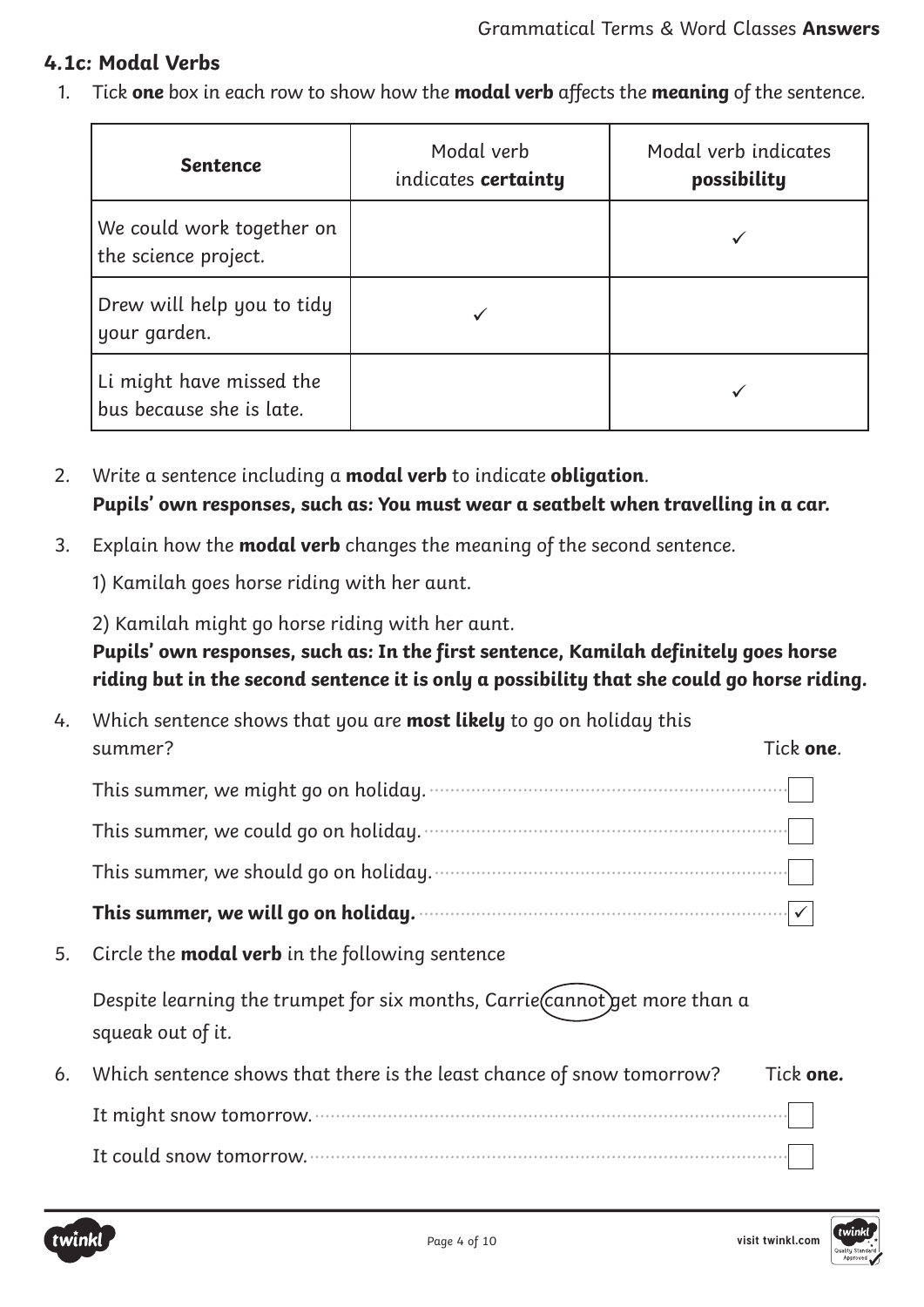## 4.1c: Modal Verbs

1. Tick **one** box in each row to show how the **modal verb** affects the **meaning** of the sentence.

| **Sentence** | Modal verb indicates **certainty** | Modal verb indicates **possibility** |
|---|---|---|
| We could work together on the science project. | | ✓ |
| Drew will help you to tidy your garden. | ✓ | |
| Li might have missed the bus because she is late. | | ✓ |

2. Write a sentence including a **modal verb** to indicate **obligation**.
   **Pupils' own responses, such as: You must wear a seatbelt when travelling in a car.**

3. Explain how the **modal verb** changes the meaning of the second sentence.

   1) Kamilah goes horse riding with her aunt.

   2) Kamilah might go horse riding with her aunt.
   **Pupils' own responses, such as: In the first sentence, Kamilah definitely goes horse riding but in the second sentence it is only a possibility that she could go horse riding.**

4. Which sentence shows that you are **most likely** to go on holiday this summer? Tick **one**.

   This summer, we might go on holiday. ☐

   This summer, we could go on holiday. ☐

   This summer, we should go on holiday. ☐

   **This summer, we will go on holiday.** ☑

5. Circle the **modal verb** in the following sentence

   Despite learning the trumpet for six months, Carrie (cannot) get more than a squeak out of it.

6. Which sentence shows that there is the least chance of snow tomorrow? Tick **one.**

   It might snow tomorrow. ☐

   It could snow tomorrow. ☐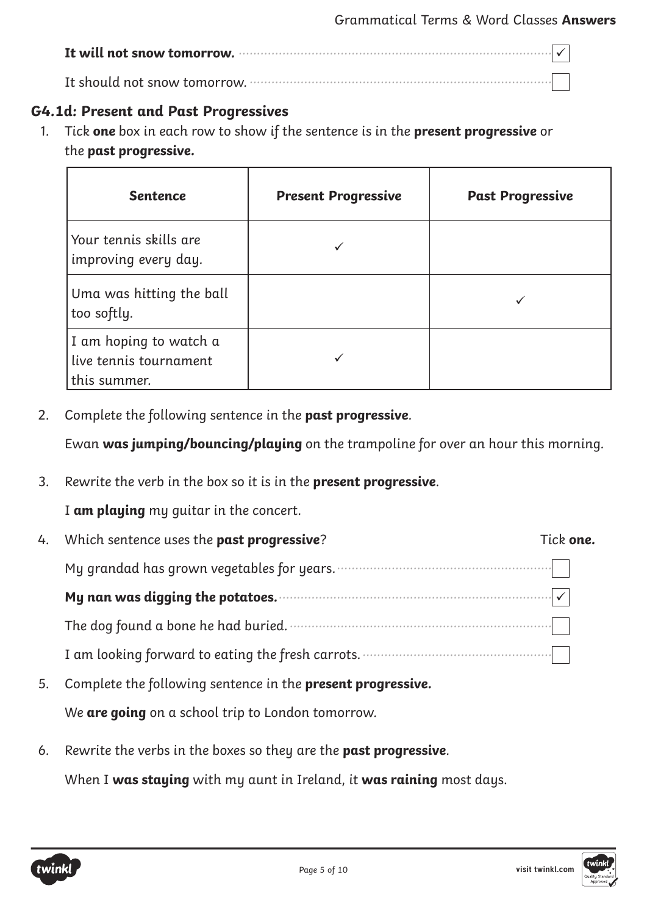**It will not snow tomorrow.** ☑

It should not snow tomorrow. ☐

### G4.1d: Present and Past Progressives

1. Tick **one** box in each row to show if the sentence is in the **present progressive** or the **past progressive.**

| Sentence | Present Progressive | Past Progressive |
|---|---|---|
| Your tennis skills are improving every day. | ✓ | |
| Uma was hitting the ball too softly. | | ✓ |
| I am hoping to watch a live tennis tournament this summer. | ✓ | |

2. Complete the following sentence in the **past progressive**.

   Ewan **was jumping/bouncing/playing** on the trampoline for over an hour this morning.

3. Rewrite the verb in the box so it is in the **present progressive**.

   I **am playing** my guitar in the concert.

4. Which sentence uses the **past progressive**? Tick **one.**

   My grandad has grown vegetables for years. ☐

   **My nan was digging the potatoes.** ☑

   The dog found a bone he had buried. ☐

   I am looking forward to eating the fresh carrots. ☐

5. Complete the following sentence in the **present progressive.**

   We **are going** on a school trip to London tomorrow.

6. Rewrite the verbs in the boxes so they are the **past progressive**.

   When I **was staying** with my aunt in Ireland, it **was raining** most days.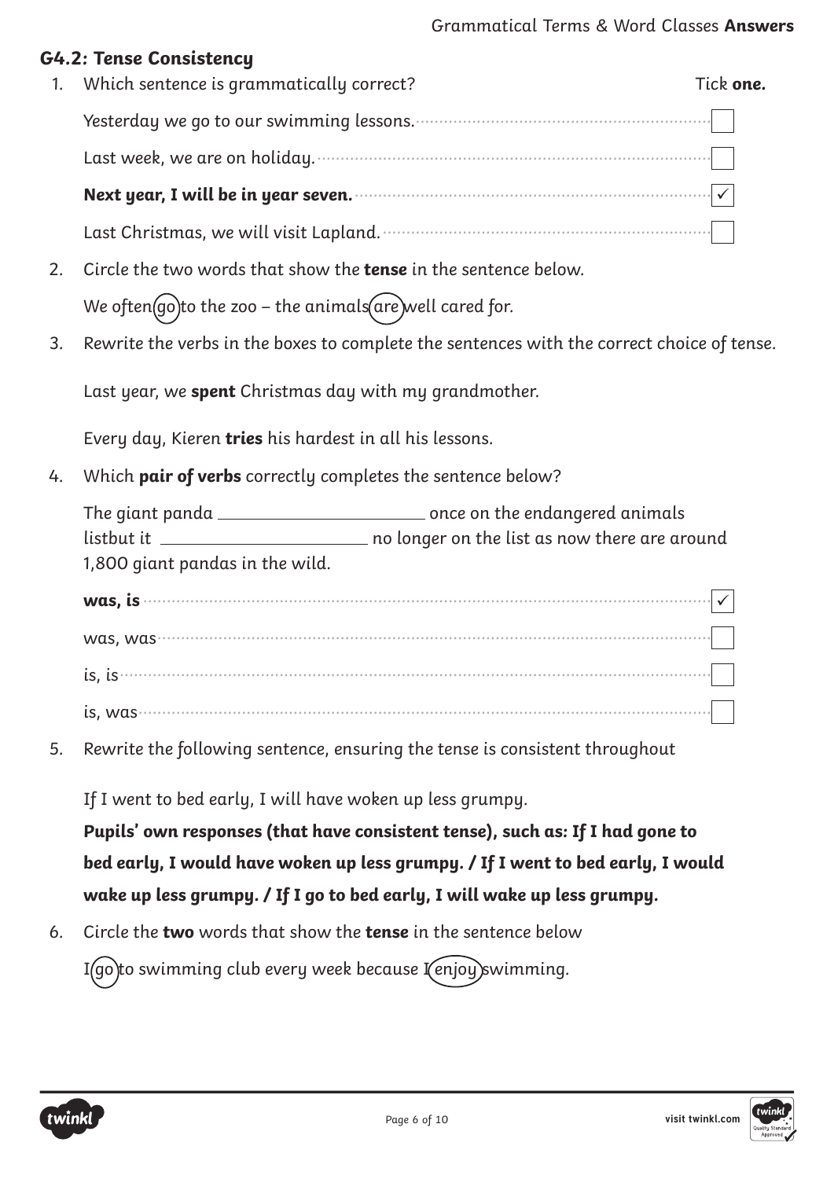## G4.2: Tense Consistency

1. Which sentence is grammatically correct? Tick **one.**

   Yesterday we go to our swimming lessons. ☐

   Last week, we are on holiday. ☐

   **Next year, I will be in year seven.** ☑

   Last Christmas, we will visit Lapland. ☐

2. Circle the two words that show the **tense** in the sentence below.

   We often (go) to the zoo – the animals (are) well cared for.

3. Rewrite the verbs in the boxes to complete the sentences with the correct choice of tense.

   Last year, we **spent** Christmas day with my grandmother.

   Every day, Kieren **tries** his hardest in all his lessons.

4. Which **pair of verbs** correctly completes the sentence below?

   The giant panda ____________________ once on the endangered animals listbut it ____________________ no longer on the list as now there are around 1,800 giant pandas in the wild.

   **was, is** ☑

   was, was ☐

   is, is ☐

   is, was ☐

5. Rewrite the following sentence, ensuring the tense is consistent throughout

   If I went to bed early, I will have woken up less grumpy.

   **Pupils' own responses (that have consistent tense), such as: If I had gone to bed early, I would have woken up less grumpy. / If I went to bed early, I would wake up less grumpy. / If I go to bed early, I will wake up less grumpy.**

6. Circle the **two** words that show the **tense** in the sentence below

   I (go) to swimming club every week because I (enjoy) swimming.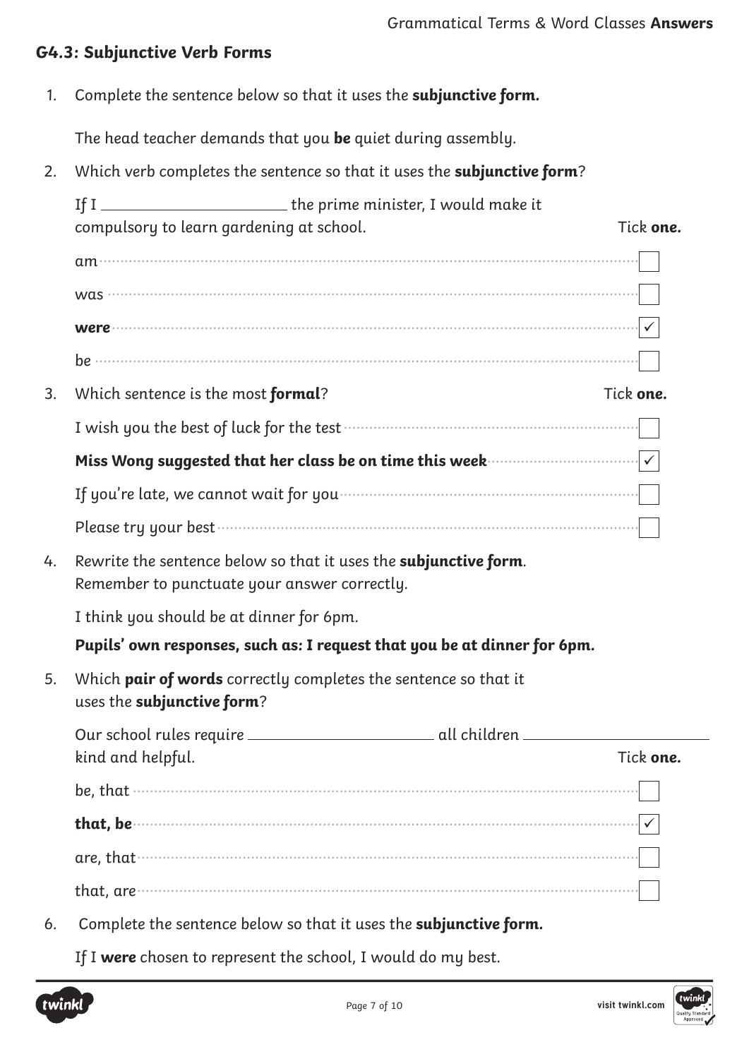## G4.3: Subjunctive Verb Forms

1. Complete the sentence below so that it uses the **subjunctive form.**

   The head teacher demands that you **be** quiet during assembly.

2. Which verb completes the sentence so that it uses the **subjunctive form**?

   If I \_\_\_\_\_\_\_\_\_\_\_\_\_\_\_\_\_\_\_\_ the prime minister, I would make it compulsory to learn gardening at school. Tick **one.**

   - am ☐
   - was ☐
   - **were** ☑
   - be ☐

3. Which sentence is the most **formal**? Tick **one.**

   - I wish you the best of luck for the test ☐
   - **Miss Wong suggested that her class be on time this week** ☑
   - If you're late, we cannot wait for you ☐
   - Please try your best ☐

4. Rewrite the sentence below so that it uses the **subjunctive form**. Remember to punctuate your answer correctly.

   I think you should be at dinner for 6pm.

   **Pupils' own responses, such as: I request that you be at dinner for 6pm.**

5. Which **pair of words** correctly completes the sentence so that it uses the **subjunctive form**?

   Our school rules require \_\_\_\_\_\_\_\_\_\_\_\_\_\_\_\_\_\_\_\_ all children \_\_\_\_\_\_\_\_\_\_\_\_\_\_\_\_\_\_\_\_ kind and helpful. Tick **one.**

   - be, that ☐
   - **that, be** ☑
   - are, that ☐
   - that, are ☐

6. Complete the sentence below so that it uses the **subjunctive form.**

   If I **were** chosen to represent the school, I would do my best.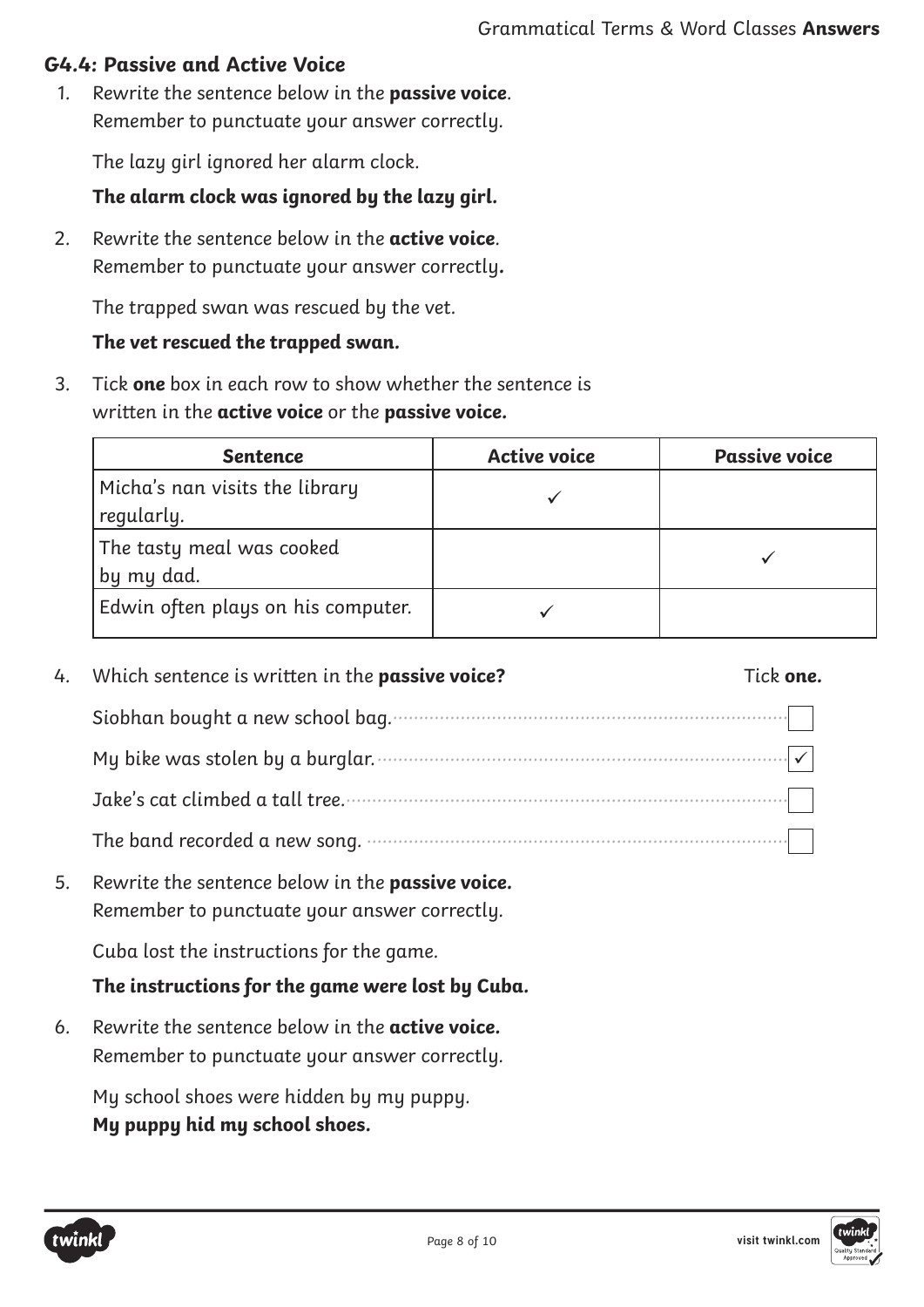## G4.4: Passive and Active Voice

1. Rewrite the sentence below in the **passive voice**.
   Remember to punctuate your answer correctly.

   The lazy girl ignored her alarm clock.

   **The alarm clock was ignored by the lazy girl.**

2. Rewrite the sentence below in the **active voice**.
   Remember to punctuate your answer correctly.

   The trapped swan was rescued by the vet.

   **The vet rescued the trapped swan.**

3. Tick **one** box in each row to show whether the sentence is written in the **active voice** or the **passive voice.**

| Sentence | Active voice | Passive voice |
| --- | --- | --- |
| Micha's nan visits the library regularly. | ✓ | |
| The tasty meal was cooked by my dad. | | ✓ |
| Edwin often plays on his computer. | ✓ | |

4. Which sentence is written in the **passive voice?** Tick **one.**

   - Siobhan bought a new school bag. ☐
   - My bike was stolen by a burglar. ☑
   - Jake's cat climbed a tall tree. ☐
   - The band recorded a new song. ☐

5. Rewrite the sentence below in the **passive voice.**
   Remember to punctuate your answer correctly.

   Cuba lost the instructions for the game.

   **The instructions for the game were lost by Cuba.**

6. Rewrite the sentence below in the **active voice.**
   Remember to punctuate your answer correctly.

   My school shoes were hidden by my puppy.

   **My puppy hid my school shoes.**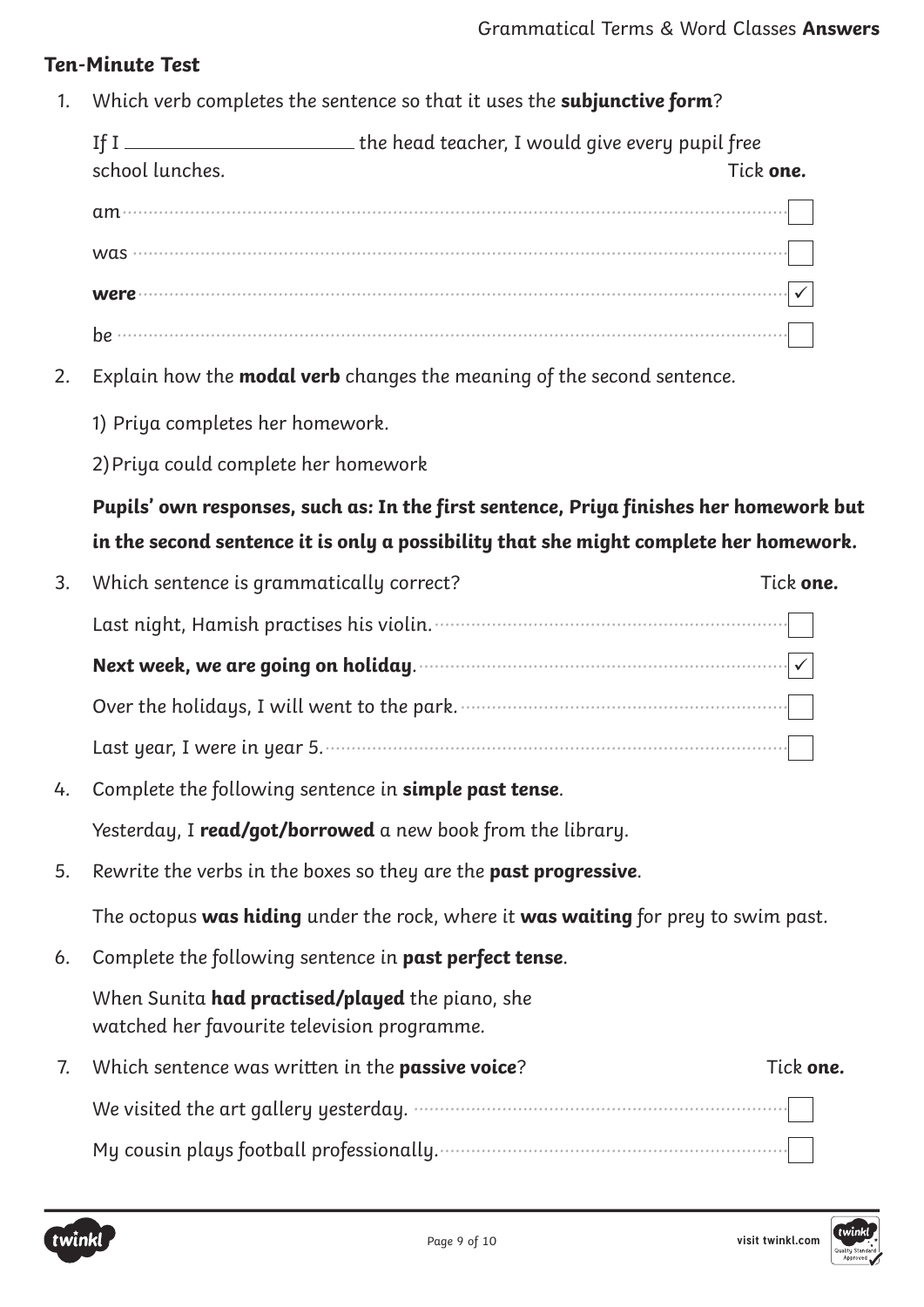**Ten-Minute Test**

1. Which verb completes the sentence so that it uses the **subjunctive form**?

   If I ______________________ the head teacher, I would give every pupil free school lunches.

   Tick **one.**

   - am ☐
   - was ☐
   - **were** ☑
   - be ☐

2. Explain how the **modal verb** changes the meaning of the second sentence.

   1) Priya completes her homework.

   2) Priya could complete her homework

   ***Pupils' own responses, such as: In the first sentence, Priya finishes her homework but in the second sentence it is only a possibility that she might complete her homework.***

3. Which sentence is grammatically correct? Tick **one.**

   - Last night, Hamish practises his violin. ☐
   - **Next week, we are going on holiday**. ☑
   - Over the holidays, I will went to the park. ☐
   - Last year, I were in year 5. ☐

4. Complete the following sentence in **simple past tense**.

   Yesterday, I **read/got/borrowed** a new book from the library.

5. Rewrite the verbs in the boxes so they are the **past progressive**.

   The octopus **was hiding** under the rock, where it **was waiting** for prey to swim past.

6. Complete the following sentence in **past perfect tense**.

   When Sunita **had practised/played** the piano, she watched her favourite television programme.

7. Which sentence was written in the **passive voice**? Tick **one.**

   - We visited the art gallery yesterday. ☐
   - My cousin plays football professionally. ☐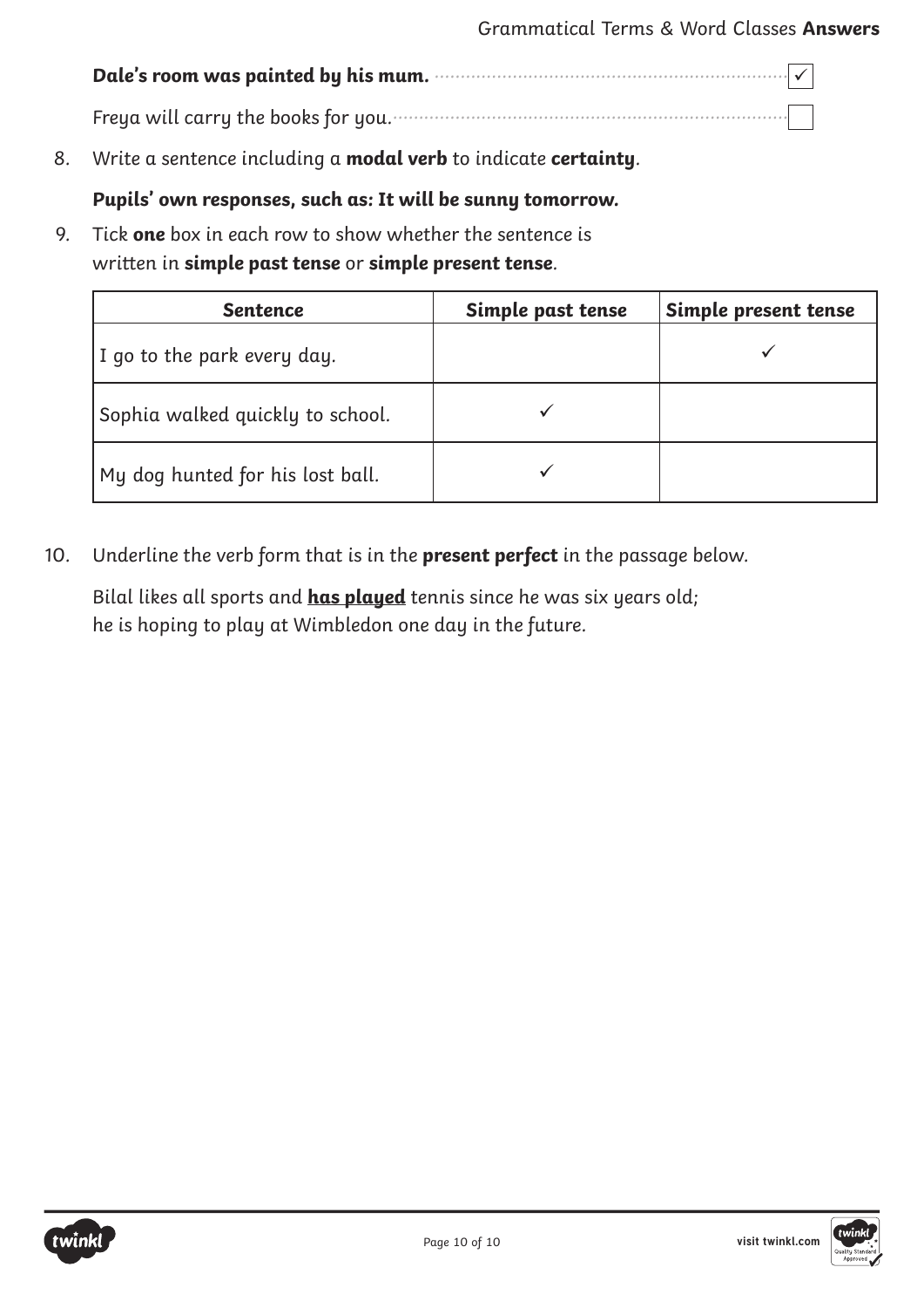**Dale's room was painted by his mum.** ✓

Freya will carry the books for you. ☐

8. Write a sentence including a **modal verb** to indicate **certainty**.

   **Pupils' own responses, such as: It will be sunny tomorrow.**

9. Tick **one** box in each row to show whether the sentence is written in **simple past tense** or **simple present tense**.

| Sentence | Simple past tense | Simple present tense |
|---|---|---|
| I go to the park every day. | | ✓ |
| Sophia walked quickly to school. | ✓ | |
| My dog hunted for his lost ball. | ✓ | |

10. Underline the verb form that is in the **present perfect** in the passage below.

    Bilal likes all sports and <u>**has played**</u> tennis since he was six years old; he is hoping to play at Wimbledon one day in the future.